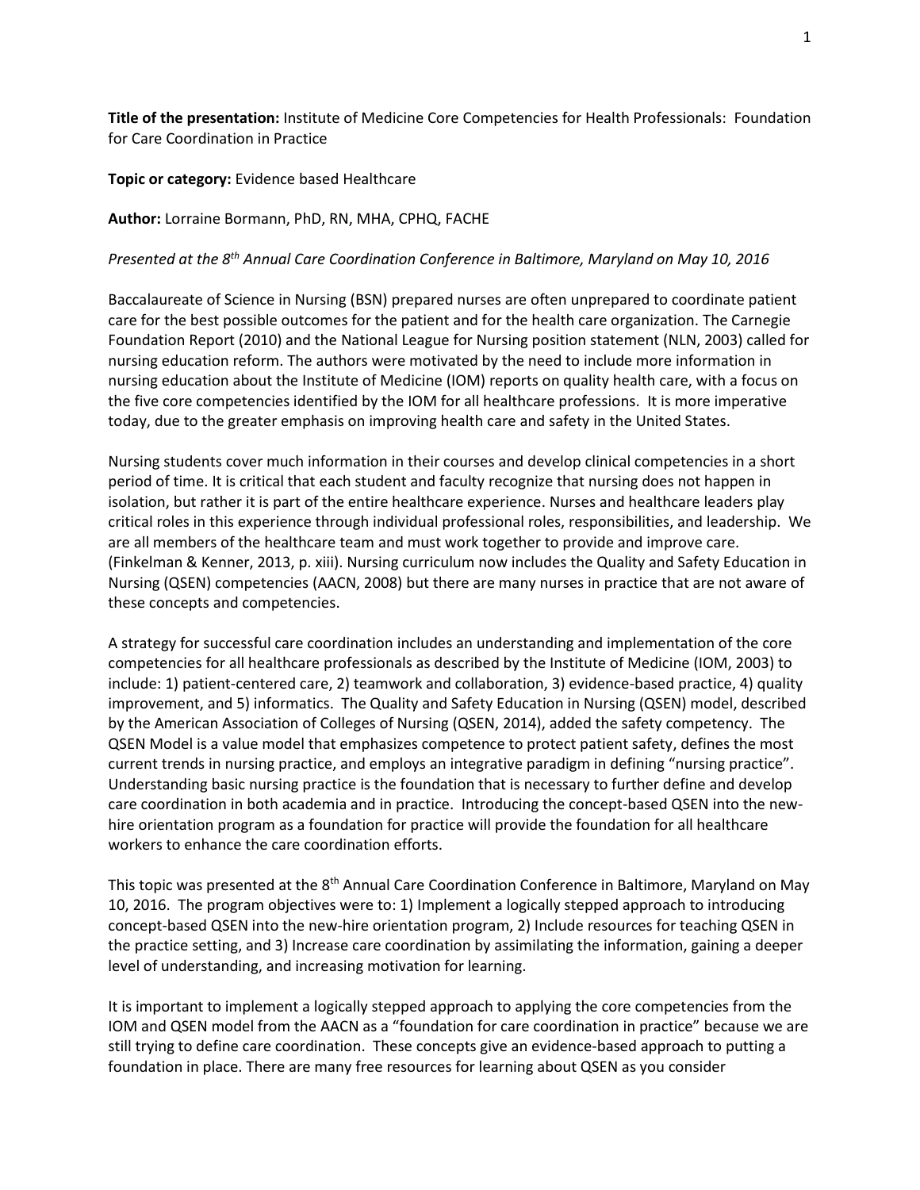**Title of the presentation:** Institute of Medicine Core Competencies for Health Professionals: Foundation for Care Coordination in Practice

**Topic or category:** Evidence based Healthcare

**Author:** Lorraine Bormann, PhD, RN, MHA, CPHQ, FACHE

*Presented at the 8th Annual Care Coordination Conference in Baltimore, Maryland on May 10, 2016*

Baccalaureate of Science in Nursing (BSN) prepared nurses are often unprepared to coordinate patient care for the best possible outcomes for the patient and for the health care organization. The Carnegie Foundation Report (2010) and the National League for Nursing position statement (NLN, 2003) called for nursing education reform. The authors were motivated by the need to include more information in nursing education about the Institute of Medicine (IOM) reports on quality health care, with a focus on the five core competencies identified by the IOM for all healthcare professions. It is more imperative today, due to the greater emphasis on improving health care and safety in the United States.

Nursing students cover much information in their courses and develop clinical competencies in a short period of time. It is critical that each student and faculty recognize that nursing does not happen in isolation, but rather it is part of the entire healthcare experience. Nurses and healthcare leaders play critical roles in this experience through individual professional roles, responsibilities, and leadership. We are all members of the healthcare team and must work together to provide and improve care. (Finkelman & Kenner, 2013, p. xiii). Nursing curriculum now includes the Quality and Safety Education in Nursing (QSEN) competencies (AACN, 2008) but there are many nurses in practice that are not aware of these concepts and competencies.

A strategy for successful care coordination includes an understanding and implementation of the core competencies for all healthcare professionals as described by the Institute of Medicine (IOM, 2003) to include: 1) patient-centered care, 2) teamwork and collaboration, 3) evidence-based practice, 4) quality improvement, and 5) informatics. The Quality and Safety Education in Nursing (QSEN) model, described by the American Association of Colleges of Nursing (QSEN, 2014), added the safety competency. The QSEN Model is a value model that emphasizes competence to protect patient safety, defines the most current trends in nursing practice, and employs an integrative paradigm in defining "nursing practice". Understanding basic nursing practice is the foundation that is necessary to further define and develop care coordination in both academia and in practice. Introducing the concept-based QSEN into the new-hire orientation program as a foundation for practice will provide the foundation for all healthcare workers to enhance the care coordination efforts.

This topic was presented at the 8th Annual Care Coordination Conference in Baltimore, Maryland on May 10, 2016. The program objectives were to: 1) Implement a logically stepped approach to introducing concept-based QSEN into the new-hire orientation program, 2) Include resources for teaching QSEN in the practice setting, and 3) Increase care coordination by assimilating the information, gaining a deeper level of understanding, and increasing motivation for learning.

It is important to implement a logically stepped approach to applying the core competencies from the IOM and QSEN model from the AACN as a "foundation for care coordination in practice" because we are still trying to define care coordination. These concepts give an evidence-based approach to putting a foundation in place. There are many free resources for learning about QSEN as you consider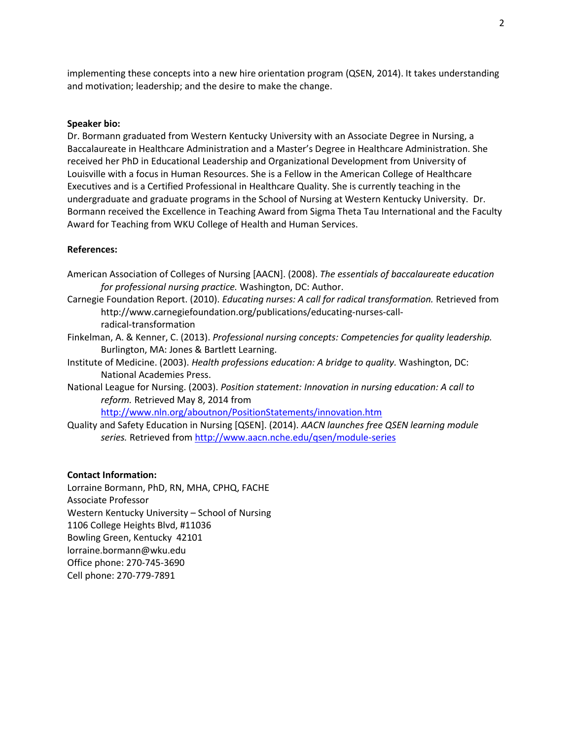implementing these concepts into a new hire orientation program (QSEN, 2014). It takes understanding and motivation; leadership; and the desire to make the change.

**Speaker bio:**

Dr. Bormann graduated from Western Kentucky University with an Associate Degree in Nursing, a Baccalaureate in Healthcare Administration and a Master's Degree in Healthcare Administration. She received her PhD in Educational Leadership and Organizational Development from University of Louisville with a focus in Human Resources. She is a Fellow in the American College of Healthcare Executives and is a Certified Professional in Healthcare Quality. She is currently teaching in the undergraduate and graduate programs in the School of Nursing at Western Kentucky University. Dr. Bormann received the Excellence in Teaching Award from Sigma Theta Tau International and the Faculty Award for Teaching from WKU College of Health and Human Services.

**References:**

American Association of Colleges of Nursing [AACN]. (2008). *The essentials of baccalaureate education for professional nursing practice.* Washington, DC: Author.

Carnegie Foundation Report. (2010). *Educating nurses: A call for radical transformation.* Retrieved from http://www.carnegiefoundation.org/publications/educating-nurses-call-radical-transformation

Finkelman, A. & Kenner, C. (2013). *Professional nursing concepts: Competencies for quality leadership.* Burlington, MA: Jones & Bartlett Learning.

Institute of Medicine. (2003). *Health professions education: A bridge to quality.* Washington, DC: National Academies Press.

National League for Nursing. (2003). *Position statement: Innovation in nursing education: A call to reform.* Retrieved May 8, 2014 from http://www.nln.org/aboutnon/PositionStatements/innovation.htm

Quality and Safety Education in Nursing [QSEN]. (2014). *AACN launches free QSEN learning module series.* Retrieved from http://www.aacn.nche.edu/qsen/module-series

**Contact Information:**

Lorraine Bormann, PhD, RN, MHA, CPHQ, FACHE
Associate Professor
Western Kentucky University – School of Nursing
1106 College Heights Blvd, #11036
Bowling Green, Kentucky 42101
lorraine.bormann@wku.edu
Office phone: 270-745-3690
Cell phone: 270-779-7891